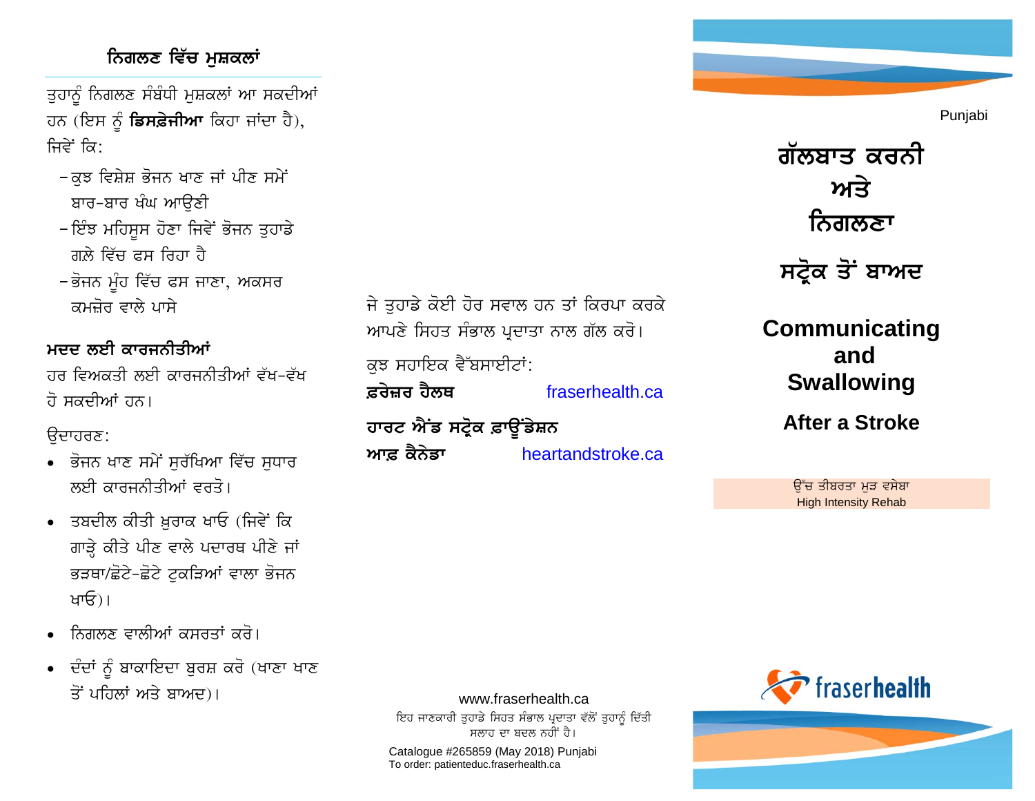## ਨਿਗਲਣ ਵਿੱਚ ਮੁਸ਼ਕਲਾਂ

ਤੁਹਾਨੂੰ ਨਿਗਲਣ ਸੰਬੰਧੀ ਮੁਸ਼ਕਲਾਂ ਆ ਸਕਦੀਆਂ ਹਨ (ਇਸ ਨੂੰ **ਡਿਸਫ਼ੇਜੀਆ** ਕਿਹਾ ਜਾਂਦਾ ਹੈ), ਜਿਵੇਂ ਕਿ:

- ਕੁਝ ਵਿਸ਼ੇਸ਼ ਭੋਜਨ ਖਾਣ ਜਾਂ ਪੀਣ ਸਮੇਂ ਬਾਰ-ਬਾਰ ਖੰਘ ਆਉਣੀ
- ਇੰਝ ਮਹਿਸੂਸ ਹੋਣਾ ਜਿਵੇਂ ਭੋਜਨ ਤੁਹਾਡੇ ਗਲ਼ੇ ਵਿੱਚ ਫਸ ਰਿਹਾ ਹੈ
- ਭੋਜਨ ਮੂੰਹ ਵਿੱਚ ਫਸ ਜਾਣਾ, ਅਕਸਰ ਕਮਜ਼ੋਰ ਵਾਲੇ ਪਾਸੇ

### ਮਦਦ ਲਈ ਕਾਰਜਨੀਤੀਆਂ

ਹਰ ਵਿਅਕਤੀ ਲਈ ਕਾਰਜਨੀਤੀਆਂ ਵੱਖ-ਵੱਖ ਹੋ ਸਕਦੀਆਂ ਹਨ।

ਉਦਾਹਰਣ:

- ਭੋਜਨ ਖਾਣ ਸਮੇਂ ਸੁਰੱਖਿਆ ਵਿੱਚ ਸੁਧਾਰ ਲਈ ਕਾਰਜਨੀਤੀਆਂ ਵਰਤੋ।
- ਤਬਦੀਲ ਕੀਤੀ ਖ਼ੁਰਾਕ ਖਾਓ (ਜਿਵੇਂ ਕਿ ਗਾੜ੍ਹੇ ਕੀਤੇ ਪੀਣ ਵਾਲੇ ਪਦਾਰਥ ਪੀਣੇ ਜਾਂ ਭੜਥਾ/ਛੋਟੇ-ਛੋਟੇ ਟੁਕੜਿਆਂ ਵਾਲਾ ਭੋਜਨ ਖਾਓ)।
- ਨਿਗਲਣ ਵਾਲੀਆਂ ਕਸਰਤਾਂ ਕਰੋ।
- ਦੰਦਾਂ ਨੂੰ ਬਾਕਾਇਦਾ ਬੁਰਸ਼ ਕਰੋ (ਖਾਣਾ ਖਾਣ ਤੋਂ ਪਹਿਲਾਂ ਅਤੇ ਬਾਅਦ)।

ਜੇ ਤੁਹਾਡੇ ਕੋਈ ਹੋਰ ਸਵਾਲ ਹਨ ਤਾਂ ਕਿਰਪਾ ਕਰਕੇ ਆਪਣੇ ਸਿਹਤ ਸੰਭਾਲ ਪ੍ਰਦਾਤਾ ਨਾਲ ਗੱਲ ਕਰੋ।

ਕੁਝ ਸਹਾਇਕ ਵੈੱਬਸਾਈਟਾਂ:

**ਫ਼ਰੇਜ਼ਰ ਹੈਲਥ** fraserhealth.ca

**ਹਾਰਟ ਐਂਡ ਸਟ੍ਰੋਕ ਫ਼ਾਊਂਡੇਸ਼ਨ ਆਫ਼ ਕੈਨੇਡਾ** heartandstroke.ca

www.fraserhealth.ca

ਇਹ ਜਾਣਕਾਰੀ ਤੁਹਾਡੇ ਸਿਹਤ ਸੰਭਾਲ ਪ੍ਰਦਾਤਾ ਵੱਲੋਂ ਤੁਹਾਨੂੰ ਦਿੱਤੀ ਸਲਾਹ ਦਾ ਬਦਲ ਨਹੀਂ ਹੈ।

Catalogue #265859 (May 2018) Punjabi
To order: patienteduc.fraserhealth.ca

Punjabi

# ਗੱਲਬਾਤ ਕਰਨੀ ਅਤੇ ਨਿਗਲਣਾ

## ਸਟ੍ਰੋਕ ਤੋਂ ਬਾਅਦ

# Communicating and Swallowing

## After a Stroke

ਉੱਚ ਤੀਬਰਤਾ ਮੁੜ ਵਸੇਬਾ
High Intensity Rehab

fraserhealth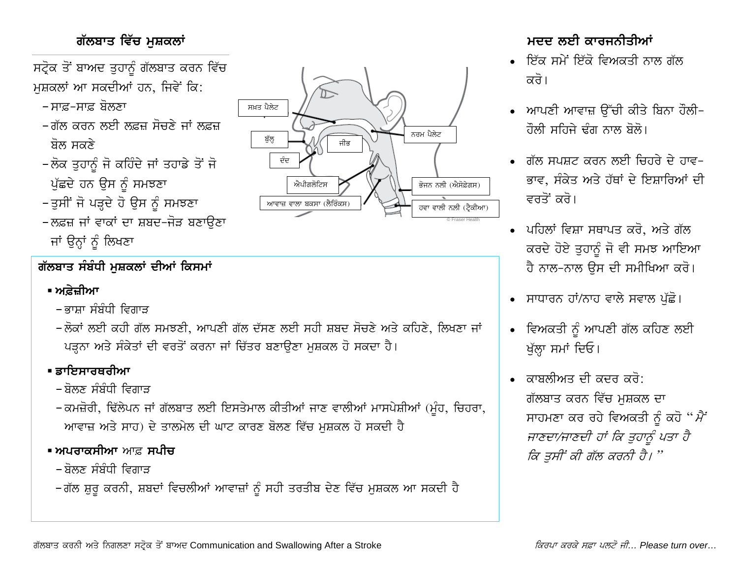## ਗੱਲਬਾਤ ਵਿੱਚ ਮੁਸ਼ਕਲਾਂ

ਸਟ੍ਰੋਕ ਤੋਂ ਬਾਅਦ ਤੁਹਾਨੂੰ ਗੱਲਬਾਤ ਕਰਨ ਵਿੱਚ ਮੁਸ਼ਕਲਾਂ ਆ ਸਕਦੀਆਂ ਹਨ, ਜਿਵੇਂ ਕਿ:

- ਸਾਫ਼-ਸਾਫ਼ ਬੋਲਣਾ
- ਗੱਲ ਕਰਨ ਲਈ ਲਫ਼ਜ਼ ਸੋਚਣੇ ਜਾਂ ਲਫ਼ਜ਼ ਬੋਲ ਸਕਣੇ
- ਲੋਕ ਤੁਹਾਨੂੰ ਜੋ ਕਹਿੰਦੇ ਜਾਂ ਤਹਾਡੇ ਤੋਂ ਜੋ ਪੁੱਛਦੇ ਹਨ ਉਸ ਨੂੰ ਸਮਝਣਾ
- ਤੁਸੀਂ ਜੋ ਪੜ੍ਹਦੇ ਹੋ ਉਸ ਨੂੰ ਸਮਝਣਾ
- ਲਫ਼ਜ਼ ਜਾਂ ਵਾਕਾਂ ਦਾ ਸ਼ਬਦ-ਜੋੜ ਬਣਾਉਣਾ ਜਾਂ ਉਨ੍ਹਾਂ ਨੂੰ ਲਿਖਣਾ

ਸਖ਼ਤ ਪੈਲੇਟ
ਬੁੱਲ੍ਹ
ਜੀਭ
ਦੰਦ
ਨਰਮ ਪੈਲੇਟ
ਐਪੀਗਲੋਟਿਸ
ਭੋਜਨ ਨਲੀ (ਐਸੋਫੇਗਸ)
ਆਵਾਜ਼ ਵਾਲਾ ਬਕਸਾ (ਲੈਰਿੰਕਸ)
ਹਵਾ ਵਾਲੀ ਨਲੀ (ਟ੍ਰੈਕੀਆ)
© Fraser Health

### ਗੱਲਬਾਤ ਸੰਬੰਧੀ ਮੁਸ਼ਕਲਾਂ ਦੀਆਂ ਕਿਸਮਾਂ

- **ਅਫ਼ੇਜ਼ੀਆ**
  - ਭਾਸ਼ਾ ਸੰਬੰਧੀ ਵਿਗਾੜ
  - ਲੋਕਾਂ ਲਈ ਕਹੀ ਗੱਲ ਸਮਝਣੀ, ਆਪਣੀ ਗੱਲ ਦੱਸਣ ਲਈ ਸਹੀ ਸ਼ਬਦ ਸੋਚਣੇ ਅਤੇ ਕਹਿਣੇ, ਲਿਖਣਾ ਜਾਂ ਪੜ੍ਹਨਾ ਅਤੇ ਸੰਕੇਤਾਂ ਦੀ ਵਰਤੋਂ ਕਰਨਾ ਜਾਂ ਚਿੱਤਰ ਬਣਾਉਣਾ ਮੁਸ਼ਕਲ ਹੋ ਸਕਦਾ ਹੈ।
- **ਡਾਇਸਾਰਥਰੀਆ**
  - ਬੋਲਣ ਸੰਬੰਧੀ ਵਿਗਾੜ
  - ਕਮਜ਼ੋਰੀ, ਢਿੱਲੇਪਨ ਜਾਂ ਗੱਲਬਾਤ ਲਈ ਇਸਤੇਮਾਲ ਕੀਤੀਆਂ ਜਾਣ ਵਾਲੀਆਂ ਮਾਸਪੇਸ਼ੀਆਂ (ਮੂੰਹ, ਚਿਹਰਾ, ਆਵਾਜ਼ ਅਤੇ ਸਾਹ) ਦੇ ਤਾਲਮੇਲ ਦੀ ਘਾਟ ਕਾਰਣ ਬੋਲਣ ਵਿੱਚ ਮੁਸ਼ਕਲ ਹੋ ਸਕਦੀ ਹੈ
- **ਅਪਰਾਕਸੀਆ** ਆਫ਼ **ਸਪੀਚ**
  - ਬੋਲਣ ਸੰਬੰਧੀ ਵਿਗਾੜ
  - ਗੱਲ ਸ਼ੁਰੂ ਕਰਨੀ, ਸ਼ਬਦਾਂ ਵਿਚਲੀਆਂ ਆਵਾਜ਼ਾਂ ਨੂੰ ਸਹੀ ਤਰਤੀਬ ਦੇਣ ਵਿੱਚ ਮੁਸ਼ਕਲ ਆ ਸਕਦੀ ਹੈ

## ਮਦਦ ਲਈ ਕਾਰਜਨੀਤੀਆਂ

- ਇੱਕ ਸਮੇਂ ਇੱਕੋ ਵਿਅਕਤੀ ਨਾਲ ਗੱਲ ਕਰੋ।
- ਆਪਣੀ ਆਵਾਜ਼ ਉੱਚੀ ਕੀਤੇ ਬਿਨਾ ਹੌਲੀ-ਹੌਲੀ ਸਹਿਜੇ ਢੰਗ ਨਾਲ ਬੋਲੋ।
- ਗੱਲ ਸਪਸ਼ਟ ਕਰਨ ਲਈ ਚਿਹਰੇ ਦੇ ਹਾਵ-ਭਾਵ, ਸੰਕੇਤ ਅਤੇ ਹੱਥਾਂ ਦੇ ਇਸ਼ਾਰਿਆਂ ਦੀ ਵਰਤੋਂ ਕਰੋ।
- ਪਹਿਲਾਂ ਵਿਸ਼ਾ ਸਥਾਪਤ ਕਰੋ, ਅਤੇ ਗੱਲ ਕਰਦੇ ਹੋਏ ਤੁਹਾਨੂੰ ਜੋ ਵੀ ਸਮਝ ਆਇਆ ਹੈ ਨਾਲ-ਨਾਲ ਉਸ ਦੀ ਸਮੀਖਿਆ ਕਰੋ।
- ਸਾਧਾਰਨ ਹਾਂ/ਨਾਹ ਵਾਲੇ ਸਵਾਲ ਪੁੱਛੋ।
- ਵਿਅਕਤੀ ਨੂੰ ਆਪਣੀ ਗੱਲ ਕਹਿਣ ਲਈ ਖੁੱਲ੍ਹਾ ਸਮਾਂ ਦਿਓ।
- ਕਾਬਲੀਅਤ ਦੀ ਕਦਰ ਕਰੋ: ਗੱਲਬਾਤ ਕਰਨ ਵਿੱਚ ਮੁਸ਼ਕਲ ਦਾ ਸਾਹਮਣਾ ਕਰ ਰਹੇ ਵਿਅਕਤੀ ਨੂੰ ਕਹੋ *"ਮੈਂ ਜਾਣਦਾ/ਜਾਣਦੀ ਹਾਂ ਕਿ ਤੁਹਾਨੂੰ ਪਤਾ ਹੈ ਕਿ ਤੁਸੀਂ ਕੀ ਗੱਲ ਕਰਨੀ ਹੈ।"*

*ਕਿਰਪਾ ਕਰਕੇ ਸਫ਼ਾ ਪਲਟੋ ਜੀ... Please turn over...*